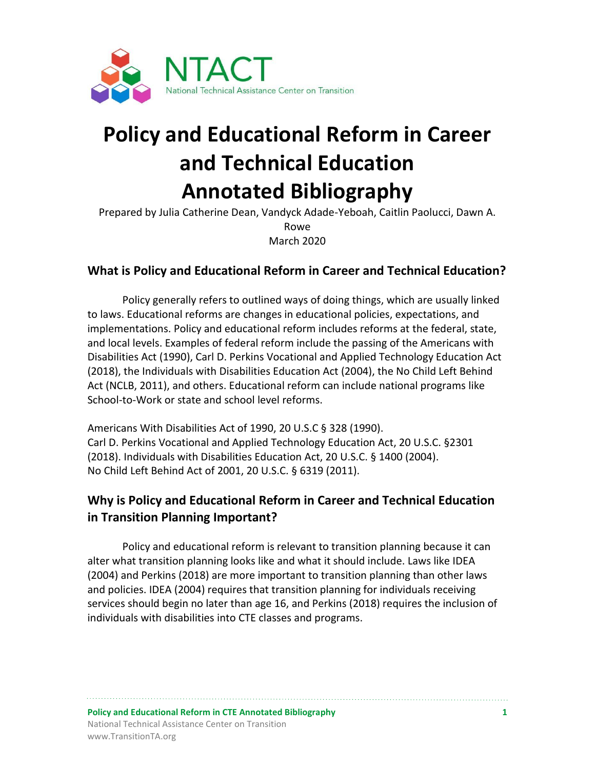NTACT
National Technical Assistance Center on Transition

# Policy and Educational Reform in Career and Technical Education Annotated Bibliography

Prepared by Julia Catherine Dean, Vandyck Adade-Yeboah, Caitlin Paolucci, Dawn A. Rowe
March 2020

## What is Policy and Educational Reform in Career and Technical Education?

Policy generally refers to outlined ways of doing things, which are usually linked to laws. Educational reforms are changes in educational policies, expectations, and implementations. Policy and educational reform includes reforms at the federal, state, and local levels. Examples of federal reform include the passing of the Americans with Disabilities Act (1990), Carl D. Perkins Vocational and Applied Technology Education Act (2018), the Individuals with Disabilities Education Act (2004), the No Child Left Behind Act (NCLB, 2011), and others. Educational reform can include national programs like School-to-Work or state and school level reforms.

Americans With Disabilities Act of 1990, 20 U.S.C § 328 (1990).
Carl D. Perkins Vocational and Applied Technology Education Act, 20 U.S.C. §2301 (2018). Individuals with Disabilities Education Act, 20 U.S.C. § 1400 (2004).
No Child Left Behind Act of 2001, 20 U.S.C. § 6319 (2011).

## Why is Policy and Educational Reform in Career and Technical Education in Transition Planning Important?

Policy and educational reform is relevant to transition planning because it can alter what transition planning looks like and what it should include. Laws like IDEA (2004) and Perkins (2018) are more important to transition planning than other laws and policies. IDEA (2004) requires that transition planning for individuals receiving services should begin no later than age 16, and Perkins (2018) requires the inclusion of individuals with disabilities into CTE classes and programs.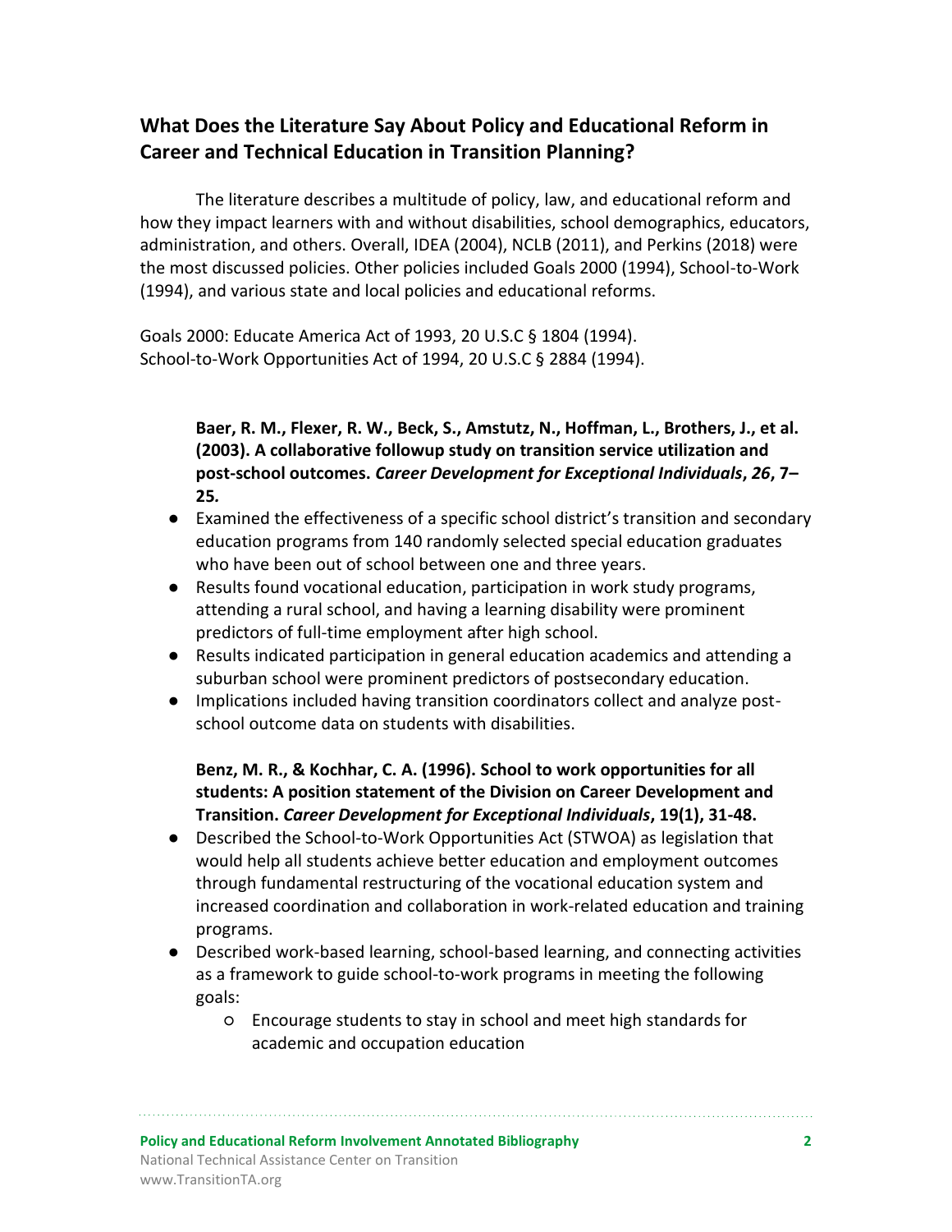## What Does the Literature Say About Policy and Educational Reform in Career and Technical Education in Transition Planning?

The literature describes a multitude of policy, law, and educational reform and how they impact learners with and without disabilities, school demographics, educators, administration, and others. Overall, IDEA (2004), NCLB (2011), and Perkins (2018) were the most discussed policies. Other policies included Goals 2000 (1994), School-to-Work (1994), and various state and local policies and educational reforms.

Goals 2000: Educate America Act of 1993, 20 U.S.C § 1804 (1994).
School-to-Work Opportunities Act of 1994, 20 U.S.C § 2884 (1994).

**Baer, R. M., Flexer, R. W., Beck, S., Amstutz, N., Hoffman, L., Brothers, J., et al. (2003). A collaborative followup study on transition service utilization and post-school outcomes. *Career Development for Exceptional Individuals*, *26*, 7–25.**

- Examined the effectiveness of a specific school district's transition and secondary education programs from 140 randomly selected special education graduates who have been out of school between one and three years.
- Results found vocational education, participation in work study programs, attending a rural school, and having a learning disability were prominent predictors of full-time employment after high school.
- Results indicated participation in general education academics and attending a suburban school were prominent predictors of postsecondary education.
- Implications included having transition coordinators collect and analyze post-school outcome data on students with disabilities.

**Benz, M. R., & Kochhar, C. A. (1996). School to work opportunities for all students: A position statement of the Division on Career Development and Transition. *Career Development for Exceptional Individuals*, 19(1), 31-48.**

- Described the School-to-Work Opportunities Act (STWOA) as legislation that would help all students achieve better education and employment outcomes through fundamental restructuring of the vocational education system and increased coordination and collaboration in work-related education and training programs.
- Described work-based learning, school-based learning, and connecting activities as a framework to guide school-to-work programs in meeting the following goals:
  - Encourage students to stay in school and meet high standards for academic and occupation education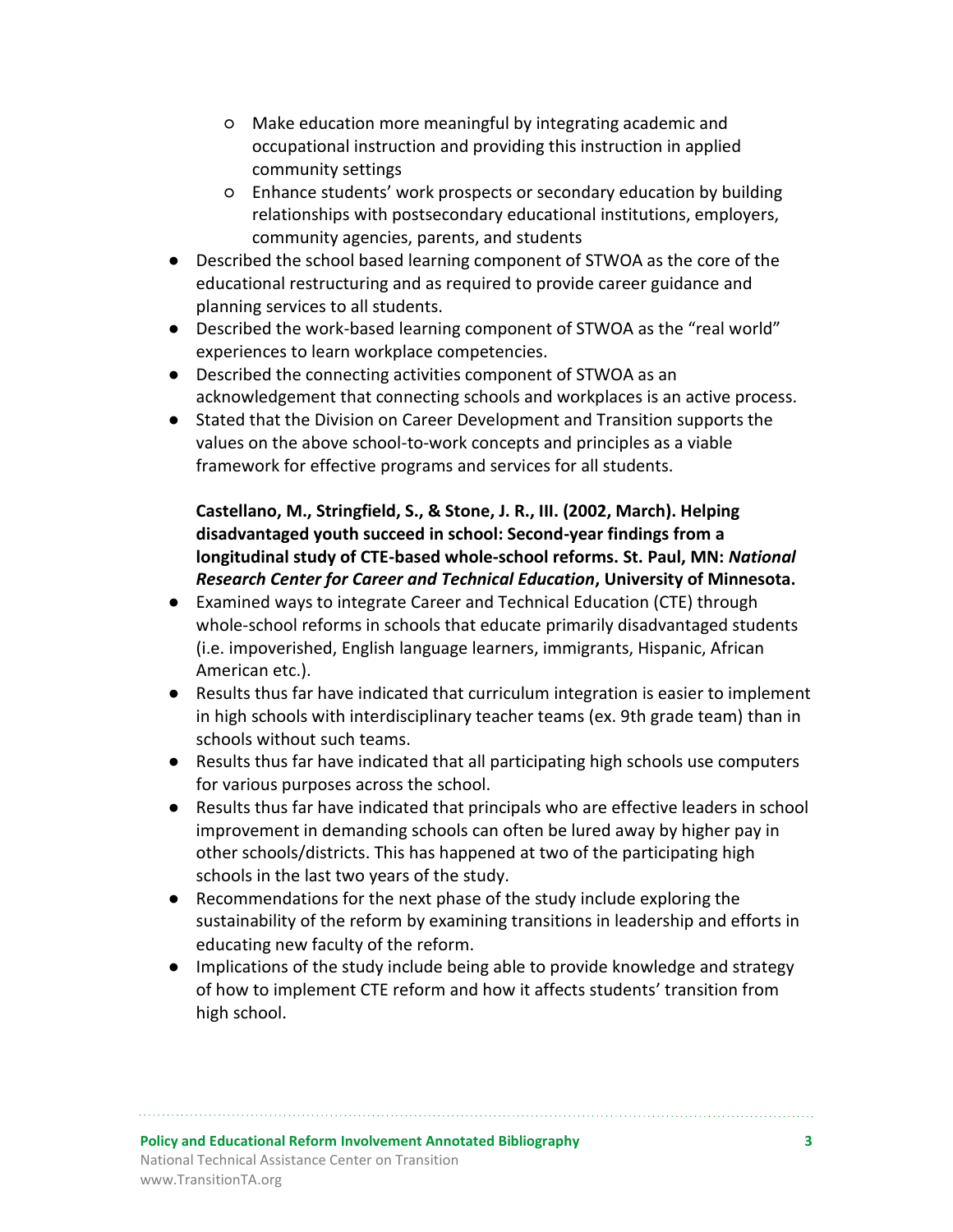- Make education more meaningful by integrating academic and occupational instruction and providing this instruction in applied community settings
    - Enhance students' work prospects or secondary education by building relationships with postsecondary educational institutions, employers, community agencies, parents, and students
- Described the school based learning component of STWOA as the core of the educational restructuring and as required to provide career guidance and planning services to all students.
- Described the work-based learning component of STWOA as the "real world" experiences to learn workplace competencies.
- Described the connecting activities component of STWOA as an acknowledgement that connecting schools and workplaces is an active process.
- Stated that the Division on Career Development and Transition supports the values on the above school-to-work concepts and principles as a viable framework for effective programs and services for all students.

**Castellano, M., Stringfield, S., & Stone, J. R., III. (2002, March). Helping disadvantaged youth succeed in school: Second-year findings from a longitudinal study of CTE-based whole-school reforms. St. Paul, MN: *National Research Center for Career and Technical Education*, University of Minnesota.**

- Examined ways to integrate Career and Technical Education (CTE) through whole-school reforms in schools that educate primarily disadvantaged students (i.e. impoverished, English language learners, immigrants, Hispanic, African American etc.).
- Results thus far have indicated that curriculum integration is easier to implement in high schools with interdisciplinary teacher teams (ex. 9th grade team) than in schools without such teams.
- Results thus far have indicated that all participating high schools use computers for various purposes across the school.
- Results thus far have indicated that principals who are effective leaders in school improvement in demanding schools can often be lured away by higher pay in other schools/districts. This has happened at two of the participating high schools in the last two years of the study.
- Recommendations for the next phase of the study include exploring the sustainability of the reform by examining transitions in leadership and efforts in educating new faculty of the reform.
- Implications of the study include being able to provide knowledge and strategy of how to implement CTE reform and how it affects students' transition from high school.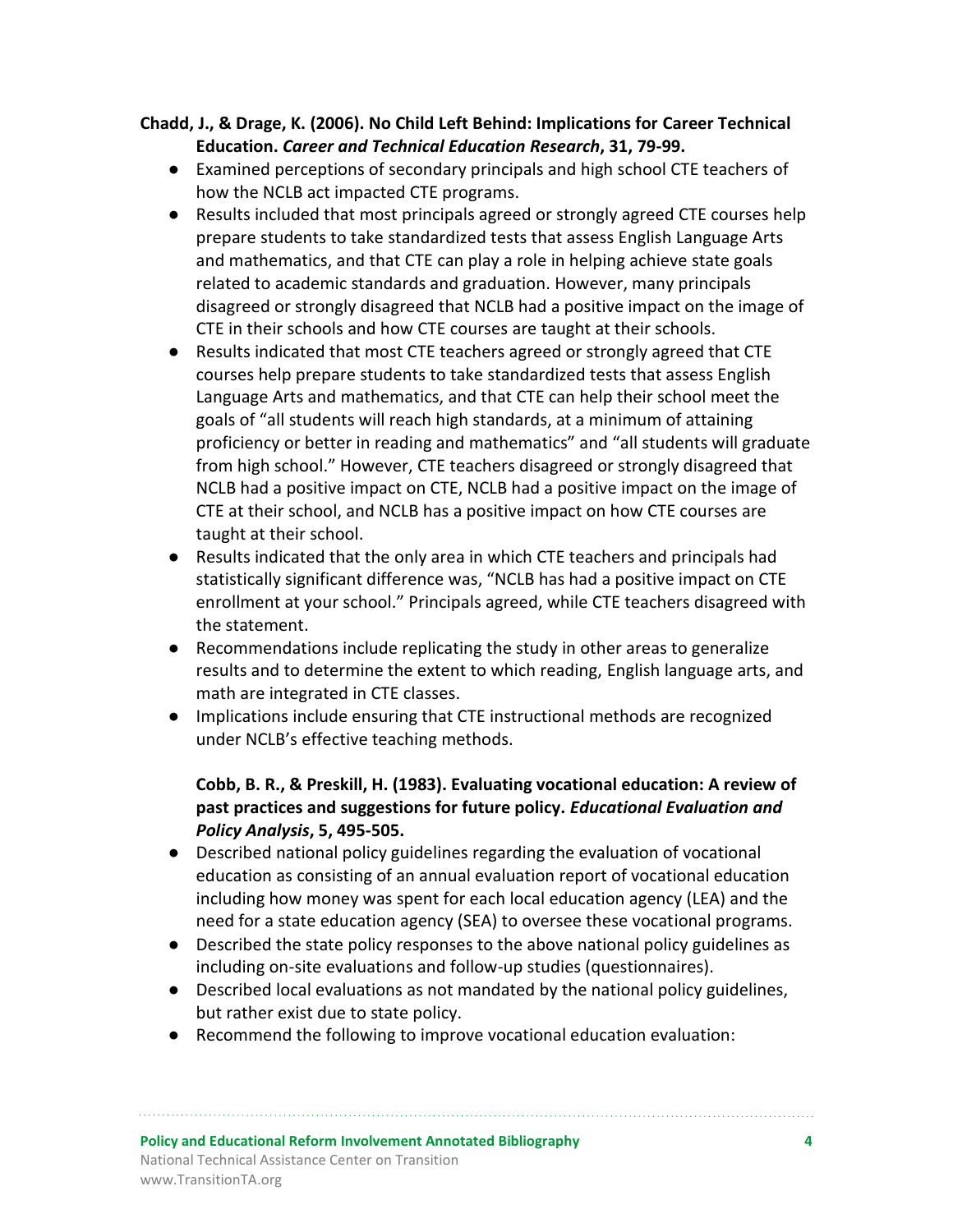**Chadd, J., & Drage, K. (2006). No Child Left Behind: Implications for Career Technical Education. *Career and Technical Education Research*, 31, 79-99.**

- Examined perceptions of secondary principals and high school CTE teachers of how the NCLB act impacted CTE programs.
- Results included that most principals agreed or strongly agreed CTE courses help prepare students to take standardized tests that assess English Language Arts and mathematics, and that CTE can play a role in helping achieve state goals related to academic standards and graduation. However, many principals disagreed or strongly disagreed that NCLB had a positive impact on the image of CTE in their schools and how CTE courses are taught at their schools.
- Results indicated that most CTE teachers agreed or strongly agreed that CTE courses help prepare students to take standardized tests that assess English Language Arts and mathematics, and that CTE can help their school meet the goals of "all students will reach high standards, at a minimum of attaining proficiency or better in reading and mathematics" and "all students will graduate from high school." However, CTE teachers disagreed or strongly disagreed that NCLB had a positive impact on CTE, NCLB had a positive impact on the image of CTE at their school, and NCLB has a positive impact on how CTE courses are taught at their school.
- Results indicated that the only area in which CTE teachers and principals had statistically significant difference was, "NCLB has had a positive impact on CTE enrollment at your school." Principals agreed, while CTE teachers disagreed with the statement.
- Recommendations include replicating the study in other areas to generalize results and to determine the extent to which reading, English language arts, and math are integrated in CTE classes.
- Implications include ensuring that CTE instructional methods are recognized under NCLB's effective teaching methods.

**Cobb, B. R., & Preskill, H. (1983). Evaluating vocational education: A review of past practices and suggestions for future policy. *Educational Evaluation and Policy Analysis*, 5, 495-505.**

- Described national policy guidelines regarding the evaluation of vocational education as consisting of an annual evaluation report of vocational education including how money was spent for each local education agency (LEA) and the need for a state education agency (SEA) to oversee these vocational programs.
- Described the state policy responses to the above national policy guidelines as including on-site evaluations and follow-up studies (questionnaires).
- Described local evaluations as not mandated by the national policy guidelines, but rather exist due to state policy.
- Recommend the following to improve vocational education evaluation: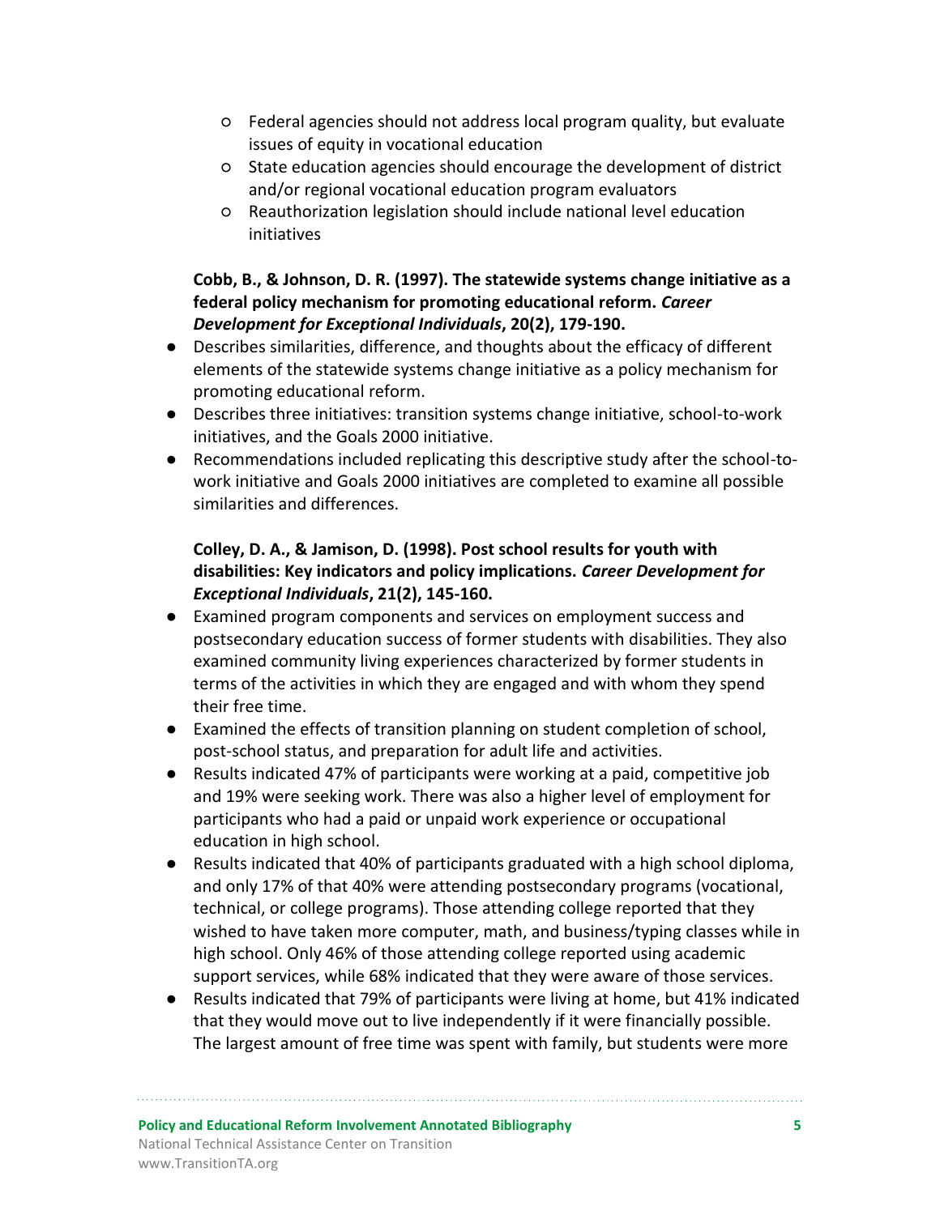- Federal agencies should not address local program quality, but evaluate issues of equity in vocational education
   - State education agencies should encourage the development of district and/or regional vocational education program evaluators
   - Reauthorization legislation should include national level education initiatives

**Cobb, B., & Johnson, D. R. (1997). The statewide systems change initiative as a federal policy mechanism for promoting educational reform. *Career Development for Exceptional Individuals*, 20(2), 179-190.**

- Describes similarities, difference, and thoughts about the efficacy of different elements of the statewide systems change initiative as a policy mechanism for promoting educational reform.
- Describes three initiatives: transition systems change initiative, school-to-work initiatives, and the Goals 2000 initiative.
- Recommendations included replicating this descriptive study after the school-to-work initiative and Goals 2000 initiatives are completed to examine all possible similarities and differences.

**Colley, D. A., & Jamison, D. (1998). Post school results for youth with disabilities: Key indicators and policy implications. *Career Development for Exceptional Individuals*, 21(2), 145-160.**

- Examined program components and services on employment success and postsecondary education success of former students with disabilities. They also examined community living experiences characterized by former students in terms of the activities in which they are engaged and with whom they spend their free time.
- Examined the effects of transition planning on student completion of school, post-school status, and preparation for adult life and activities.
- Results indicated 47% of participants were working at a paid, competitive job and 19% were seeking work. There was also a higher level of employment for participants who had a paid or unpaid work experience or occupational education in high school.
- Results indicated that 40% of participants graduated with a high school diploma, and only 17% of that 40% were attending postsecondary programs (vocational, technical, or college programs). Those attending college reported that they wished to have taken more computer, math, and business/typing classes while in high school. Only 46% of those attending college reported using academic support services, while 68% indicated that they were aware of those services.
- Results indicated that 79% of participants were living at home, but 41% indicated that they would move out to live independently if it were financially possible. The largest amount of free time was spent with family, but students were more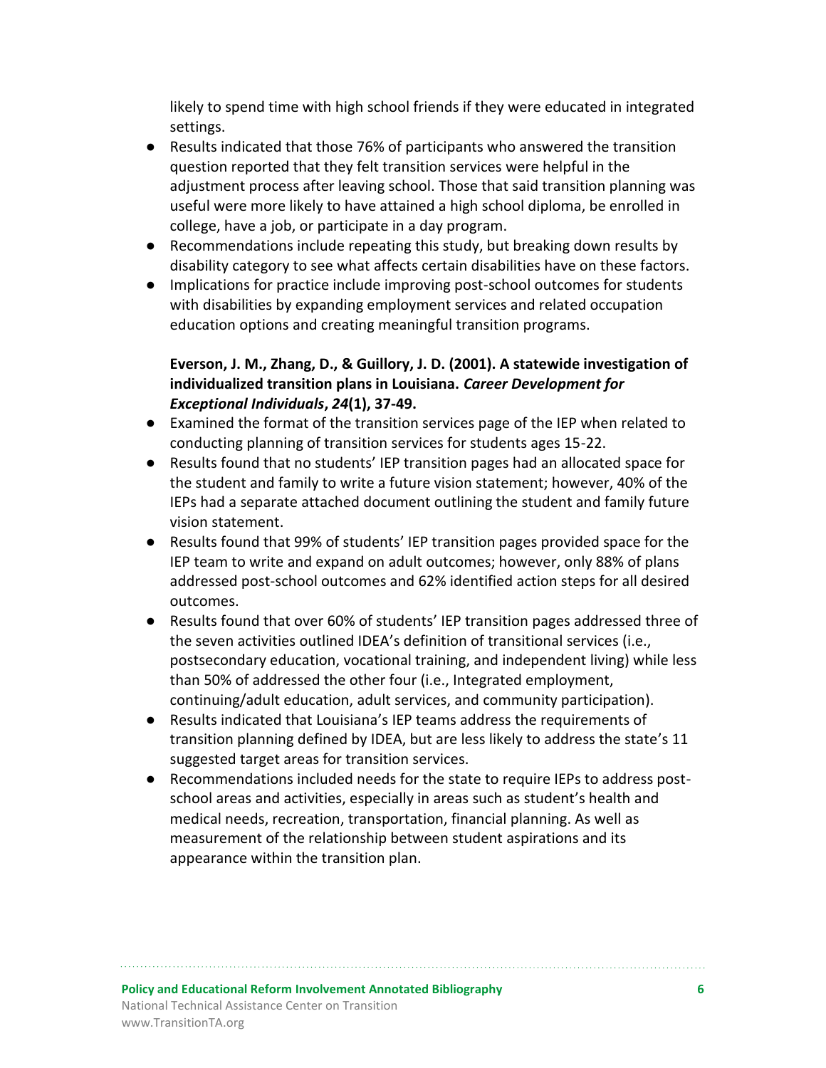likely to spend time with high school friends if they were educated in integrated settings.

- Results indicated that those 76% of participants who answered the transition question reported that they felt transition services were helpful in the adjustment process after leaving school. Those that said transition planning was useful were more likely to have attained a high school diploma, be enrolled in college, have a job, or participate in a day program.
- Recommendations include repeating this study, but breaking down results by disability category to see what affects certain disabilities have on these factors.
- Implications for practice include improving post-school outcomes for students with disabilities by expanding employment services and related occupation education options and creating meaningful transition programs.

**Everson, J. M., Zhang, D., & Guillory, J. D. (2001). A statewide investigation of individualized transition plans in Louisiana. *Career Development for Exceptional Individuals*, *24*(1), 37-49.**

- Examined the format of the transition services page of the IEP when related to conducting planning of transition services for students ages 15-22.
- Results found that no students' IEP transition pages had an allocated space for the student and family to write a future vision statement; however, 40% of the IEPs had a separate attached document outlining the student and family future vision statement.
- Results found that 99% of students' IEP transition pages provided space for the IEP team to write and expand on adult outcomes; however, only 88% of plans addressed post-school outcomes and 62% identified action steps for all desired outcomes.
- Results found that over 60% of students' IEP transition pages addressed three of the seven activities outlined IDEA's definition of transitional services (i.e., postsecondary education, vocational training, and independent living) while less than 50% of addressed the other four (i.e., Integrated employment, continuing/adult education, adult services, and community participation).
- Results indicated that Louisiana's IEP teams address the requirements of transition planning defined by IDEA, but are less likely to address the state's 11 suggested target areas for transition services.
- Recommendations included needs for the state to require IEPs to address post-school areas and activities, especially in areas such as student's health and medical needs, recreation, transportation, financial planning. As well as measurement of the relationship between student aspirations and its appearance within the transition plan.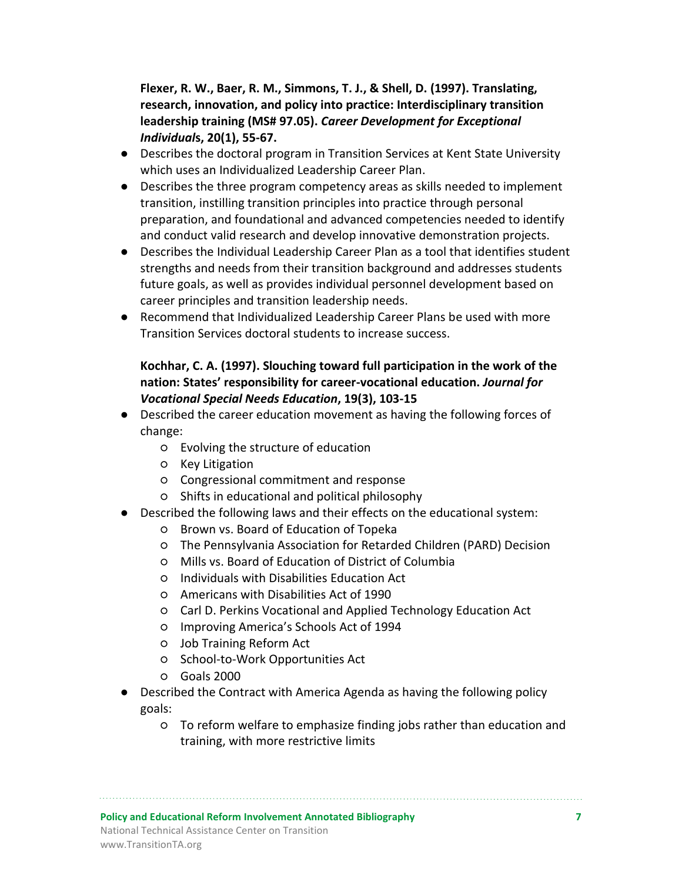**Flexer, R. W., Baer, R. M., Simmons, T. J., & Shell, D. (1997). Translating, research, innovation, and policy into practice: Interdisciplinary transition leadership training (MS# 97.05).** ***Career Development for Exceptional Individuals*****, 20(1), 55-67.**

- Describes the doctoral program in Transition Services at Kent State University which uses an Individualized Leadership Career Plan.
- Describes the three program competency areas as skills needed to implement transition, instilling transition principles into practice through personal preparation, and foundational and advanced competencies needed to identify and conduct valid research and develop innovative demonstration projects.
- Describes the Individual Leadership Career Plan as a tool that identifies student strengths and needs from their transition background and addresses students future goals, as well as provides individual personnel development based on career principles and transition leadership needs.
- Recommend that Individualized Leadership Career Plans be used with more Transition Services doctoral students to increase success.

**Kochhar, C. A. (1997). Slouching toward full participation in the work of the nation: States' responsibility for career-vocational education.** ***Journal for Vocational Special Needs Education*****, 19(3), 103-15**

- Described the career education movement as having the following forces of change:
  - Evolving the structure of education
  - Key Litigation
  - Congressional commitment and response
  - Shifts in educational and political philosophy
- Described the following laws and their effects on the educational system:
  - Brown vs. Board of Education of Topeka
  - The Pennsylvania Association for Retarded Children (PARD) Decision
  - Mills vs. Board of Education of District of Columbia
  - Individuals with Disabilities Education Act
  - Americans with Disabilities Act of 1990
  - Carl D. Perkins Vocational and Applied Technology Education Act
  - Improving America's Schools Act of 1994
  - Job Training Reform Act
  - School-to-Work Opportunities Act
  - Goals 2000
- Described the Contract with America Agenda as having the following policy goals:
  - To reform welfare to emphasize finding jobs rather than education and training, with more restrictive limits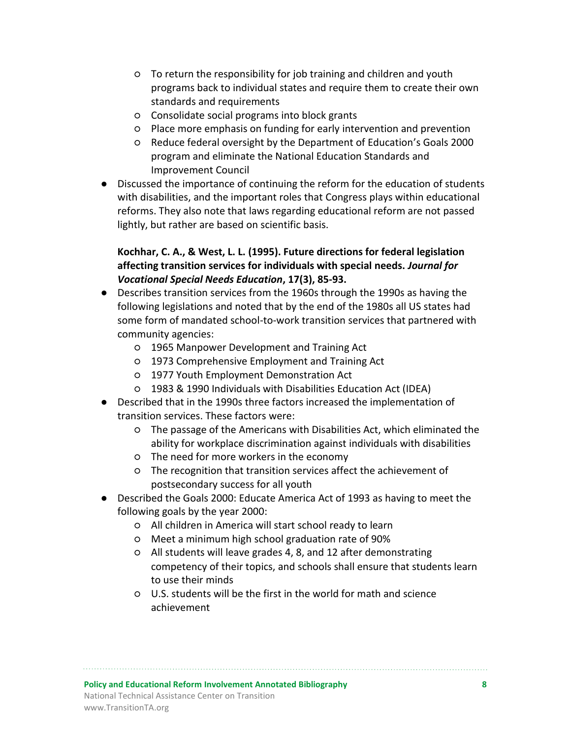- To return the responsibility for job training and children and youth programs back to individual states and require them to create their own standards and requirements
    - Consolidate social programs into block grants
    - Place more emphasis on funding for early intervention and prevention
    - Reduce federal oversight by the Department of Education's Goals 2000 program and eliminate the National Education Standards and Improvement Council
- Discussed the importance of continuing the reform for the education of students with disabilities, and the important roles that Congress plays within educational reforms. They also note that laws regarding educational reform are not passed lightly, but rather are based on scientific basis.

**Kochhar, C. A., & West, L. L. (1995). Future directions for federal legislation affecting transition services for individuals with special needs. *Journal for Vocational Special Needs Education*, 17(3), 85-93.**

- Describes transition services from the 1960s through the 1990s as having the following legislations and noted that by the end of the 1980s all US states had some form of mandated school-to-work transition services that partnered with community agencies:
    - 1965 Manpower Development and Training Act
    - 1973 Comprehensive Employment and Training Act
    - 1977 Youth Employment Demonstration Act
    - 1983 & 1990 Individuals with Disabilities Education Act (IDEA)
- Described that in the 1990s three factors increased the implementation of transition services. These factors were:
    - The passage of the Americans with Disabilities Act, which eliminated the ability for workplace discrimination against individuals with disabilities
    - The need for more workers in the economy
    - The recognition that transition services affect the achievement of postsecondary success for all youth
- Described the Goals 2000: Educate America Act of 1993 as having to meet the following goals by the year 2000:
    - All children in America will start school ready to learn
    - Meet a minimum high school graduation rate of 90%
    - All students will leave grades 4, 8, and 12 after demonstrating competency of their topics, and schools shall ensure that students learn to use their minds
    - U.S. students will be the first in the world for math and science achievement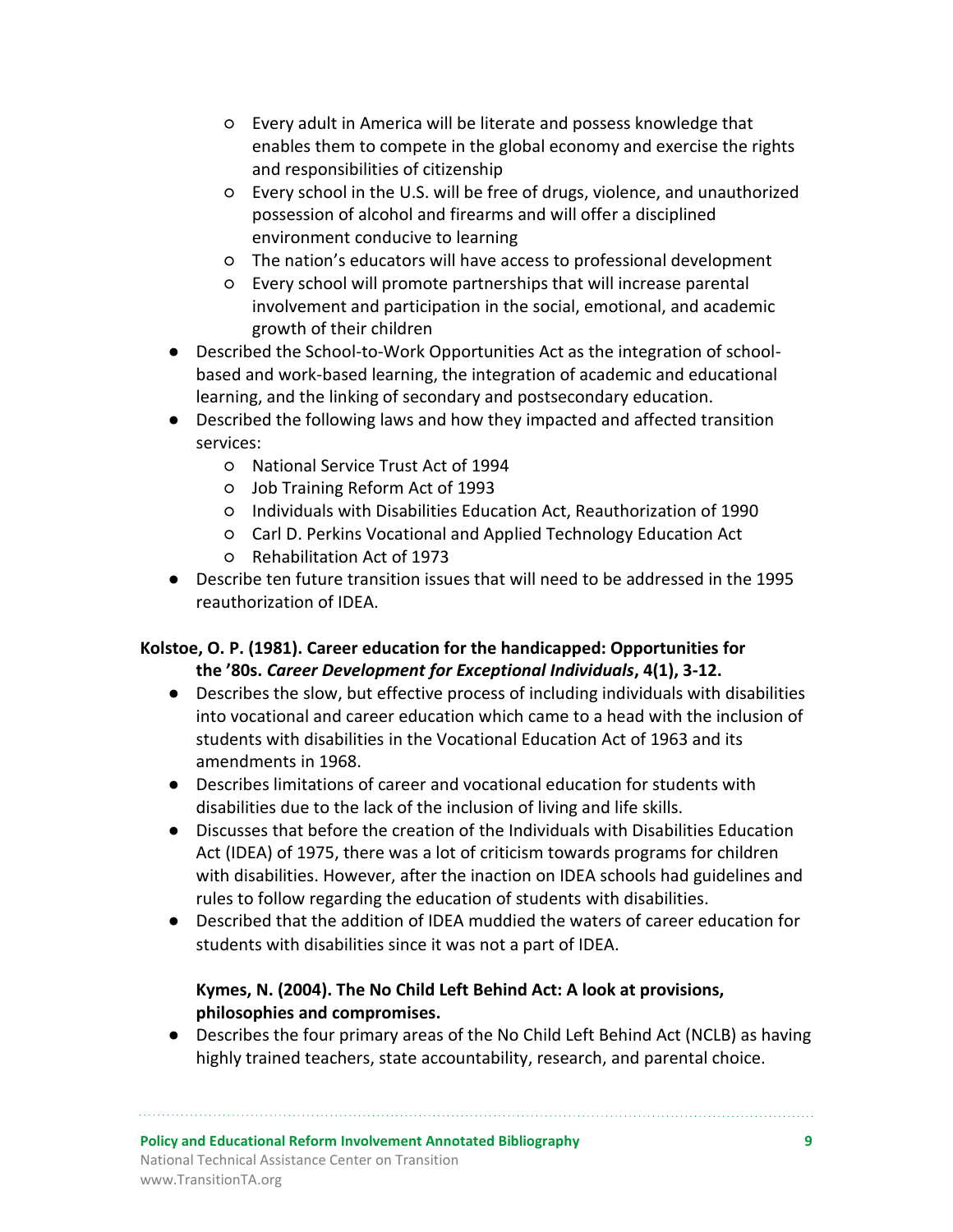- Every adult in America will be literate and possess knowledge that enables them to compete in the global economy and exercise the rights and responsibilities of citizenship
    - Every school in the U.S. will be free of drugs, violence, and unauthorized possession of alcohol and firearms and will offer a disciplined environment conducive to learning
    - The nation's educators will have access to professional development
    - Every school will promote partnerships that will increase parental involvement and participation in the social, emotional, and academic growth of their children
- Described the School-to-Work Opportunities Act as the integration of school-based and work-based learning, the integration of academic and educational learning, and the linking of secondary and postsecondary education.
- Described the following laws and how they impacted and affected transition services:
    - National Service Trust Act of 1994
    - Job Training Reform Act of 1993
    - Individuals with Disabilities Education Act, Reauthorization of 1990
    - Carl D. Perkins Vocational and Applied Technology Education Act
    - Rehabilitation Act of 1973
- Describe ten future transition issues that will need to be addressed in the 1995 reauthorization of IDEA.

**Kolstoe, O. P. (1981). Career education for the handicapped: Opportunities for the '80s. *Career Development for Exceptional Individuals*, 4(1), 3-12.**

- Describes the slow, but effective process of including individuals with disabilities into vocational and career education which came to a head with the inclusion of students with disabilities in the Vocational Education Act of 1963 and its amendments in 1968.
- Describes limitations of career and vocational education for students with disabilities due to the lack of the inclusion of living and life skills.
- Discusses that before the creation of the Individuals with Disabilities Education Act (IDEA) of 1975, there was a lot of criticism towards programs for children with disabilities. However, after the inaction on IDEA schools had guidelines and rules to follow regarding the education of students with disabilities.
- Described that the addition of IDEA muddied the waters of career education for students with disabilities since it was not a part of IDEA.

**Kymes, N. (2004). The No Child Left Behind Act: A look at provisions, philosophies and compromises.**

- Describes the four primary areas of the No Child Left Behind Act (NCLB) as having highly trained teachers, state accountability, research, and parental choice.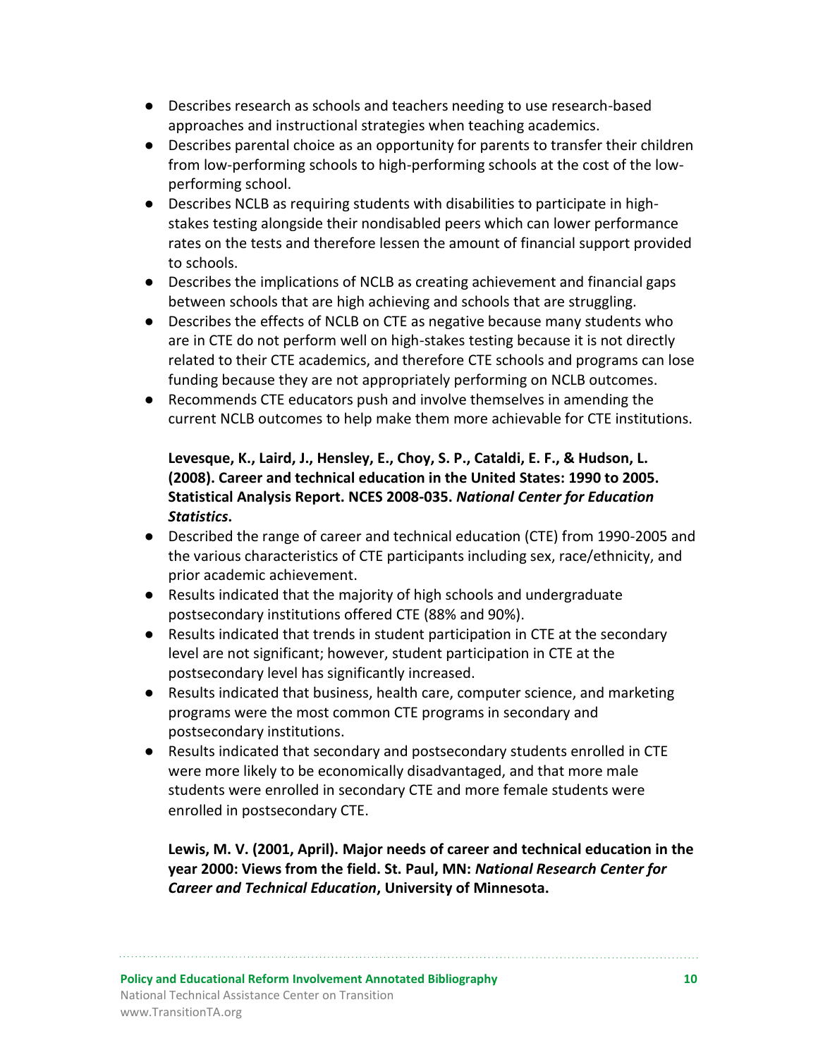- Describes research as schools and teachers needing to use research-based approaches and instructional strategies when teaching academics.
- Describes parental choice as an opportunity for parents to transfer their children from low-performing schools to high-performing schools at the cost of the low-performing school.
- Describes NCLB as requiring students with disabilities to participate in high-stakes testing alongside their nondisabled peers which can lower performance rates on the tests and therefore lessen the amount of financial support provided to schools.
- Describes the implications of NCLB as creating achievement and financial gaps between schools that are high achieving and schools that are struggling.
- Describes the effects of NCLB on CTE as negative because many students who are in CTE do not perform well on high-stakes testing because it is not directly related to their CTE academics, and therefore CTE schools and programs can lose funding because they are not appropriately performing on NCLB outcomes.
- Recommends CTE educators push and involve themselves in amending the current NCLB outcomes to help make them more achievable for CTE institutions.

**Levesque, K., Laird, J., Hensley, E., Choy, S. P., Cataldi, E. F., & Hudson, L. (2008). Career and technical education in the United States: 1990 to 2005. Statistical Analysis Report. NCES 2008-035. *National Center for Education Statistics*.**

- Described the range of career and technical education (CTE) from 1990-2005 and the various characteristics of CTE participants including sex, race/ethnicity, and prior academic achievement.
- Results indicated that the majority of high schools and undergraduate postsecondary institutions offered CTE (88% and 90%).
- Results indicated that trends in student participation in CTE at the secondary level are not significant; however, student participation in CTE at the postsecondary level has significantly increased.
- Results indicated that business, health care, computer science, and marketing programs were the most common CTE programs in secondary and postsecondary institutions.
- Results indicated that secondary and postsecondary students enrolled in CTE were more likely to be economically disadvantaged, and that more male students were enrolled in secondary CTE and more female students were enrolled in postsecondary CTE.

**Lewis, M. V. (2001, April). Major needs of career and technical education in the year 2000: Views from the field. St. Paul, MN: *National Research Center for Career and Technical Education*, University of Minnesota.**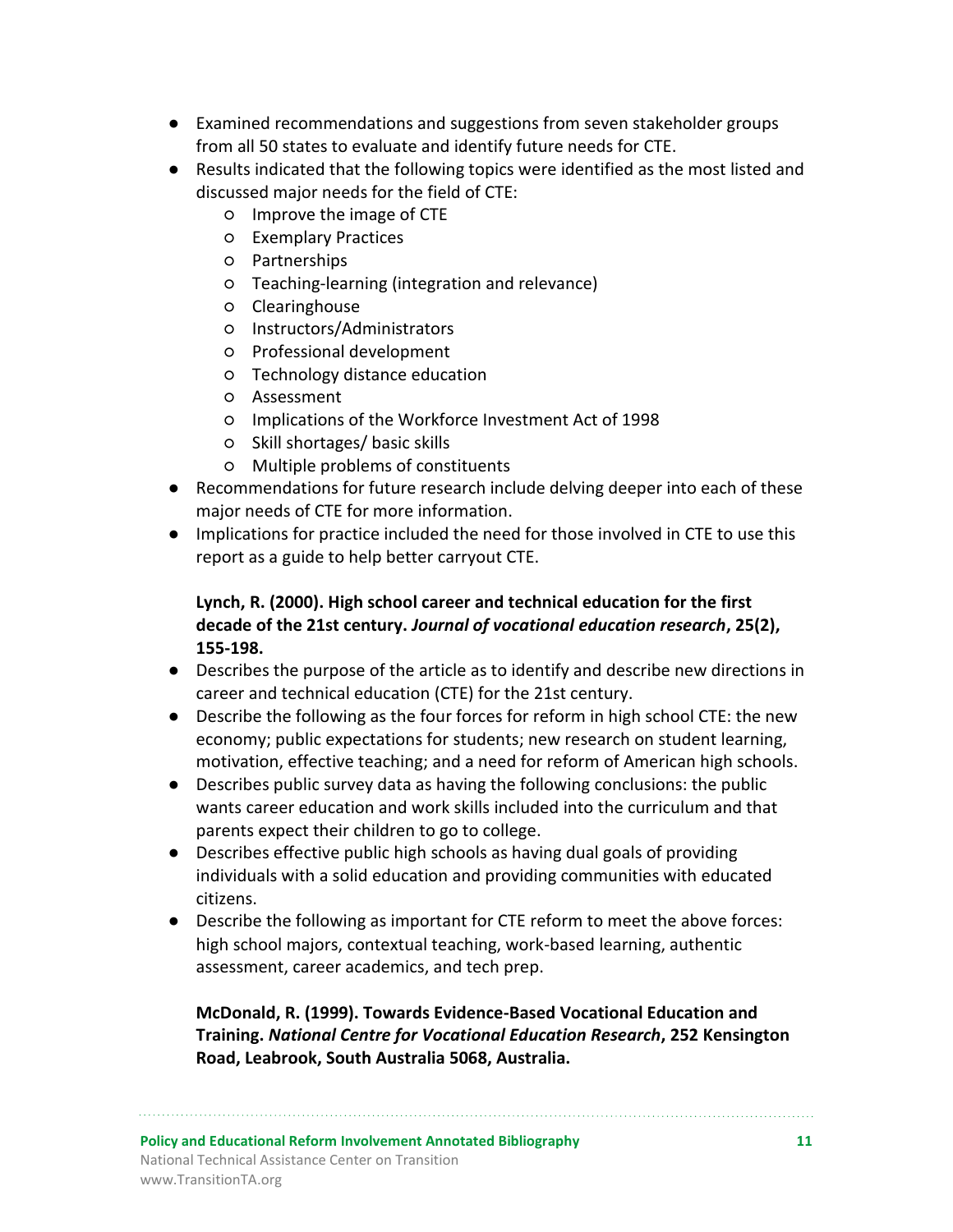- Examined recommendations and suggestions from seven stakeholder groups from all 50 states to evaluate and identify future needs for CTE.
- Results indicated that the following topics were identified as the most listed and discussed major needs for the field of CTE:
    - Improve the image of CTE
    - Exemplary Practices
    - Partnerships
    - Teaching-learning (integration and relevance)
    - Clearinghouse
    - Instructors/Administrators
    - Professional development
    - Technology distance education
    - Assessment
    - Implications of the Workforce Investment Act of 1998
    - Skill shortages/ basic skills
    - Multiple problems of constituents
- Recommendations for future research include delving deeper into each of these major needs of CTE for more information.
- Implications for practice included the need for those involved in CTE to use this report as a guide to help better carryout CTE.

**Lynch, R. (2000). High school career and technical education for the first decade of the 21st century. *Journal of vocational education research*, 25(2), 155-198.**

- Describes the purpose of the article as to identify and describe new directions in career and technical education (CTE) for the 21st century.
- Describe the following as the four forces for reform in high school CTE: the new economy; public expectations for students; new research on student learning, motivation, effective teaching; and a need for reform of American high schools.
- Describes public survey data as having the following conclusions: the public wants career education and work skills included into the curriculum and that parents expect their children to go to college.
- Describes effective public high schools as having dual goals of providing individuals with a solid education and providing communities with educated citizens.
- Describe the following as important for CTE reform to meet the above forces: high school majors, contextual teaching, work-based learning, authentic assessment, career academics, and tech prep.

**McDonald, R. (1999). Towards Evidence-Based Vocational Education and Training. *National Centre for Vocational Education Research*, 252 Kensington Road, Leabrook, South Australia 5068, Australia.**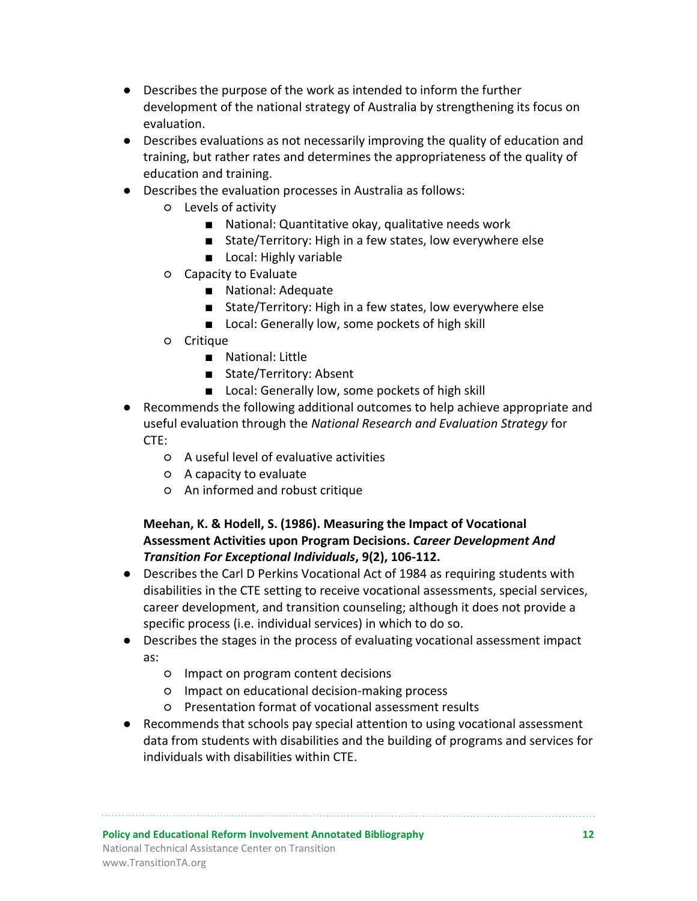- Describes the purpose of the work as intended to inform the further development of the national strategy of Australia by strengthening its focus on evaluation.
- Describes evaluations as not necessarily improving the quality of education and training, but rather rates and determines the appropriateness of the quality of education and training.
- Describes the evaluation processes in Australia as follows:
  - Levels of activity
    - National: Quantitative okay, qualitative needs work
    - State/Territory: High in a few states, low everywhere else
    - Local: Highly variable
  - Capacity to Evaluate
    - National: Adequate
    - State/Territory: High in a few states, low everywhere else
    - Local: Generally low, some pockets of high skill
  - Critique
    - National: Little
    - State/Territory: Absent
    - Local: Generally low, some pockets of high skill
- Recommends the following additional outcomes to help achieve appropriate and useful evaluation through the *National Research and Evaluation Strategy* for CTE:
  - A useful level of evaluative activities
  - A capacity to evaluate
  - An informed and robust critique

**Meehan, K. & Hodell, S. (1986). Measuring the Impact of Vocational Assessment Activities upon Program Decisions. *Career Development And Transition For Exceptional Individuals*, 9(2), 106-112.**

- Describes the Carl D Perkins Vocational Act of 1984 as requiring students with disabilities in the CTE setting to receive vocational assessments, special services, career development, and transition counseling; although it does not provide a specific process (i.e. individual services) in which to do so.
- Describes the stages in the process of evaluating vocational assessment impact as:
  - Impact on program content decisions
  - Impact on educational decision-making process
  - Presentation format of vocational assessment results
- Recommends that schools pay special attention to using vocational assessment data from students with disabilities and the building of programs and services for individuals with disabilities within CTE.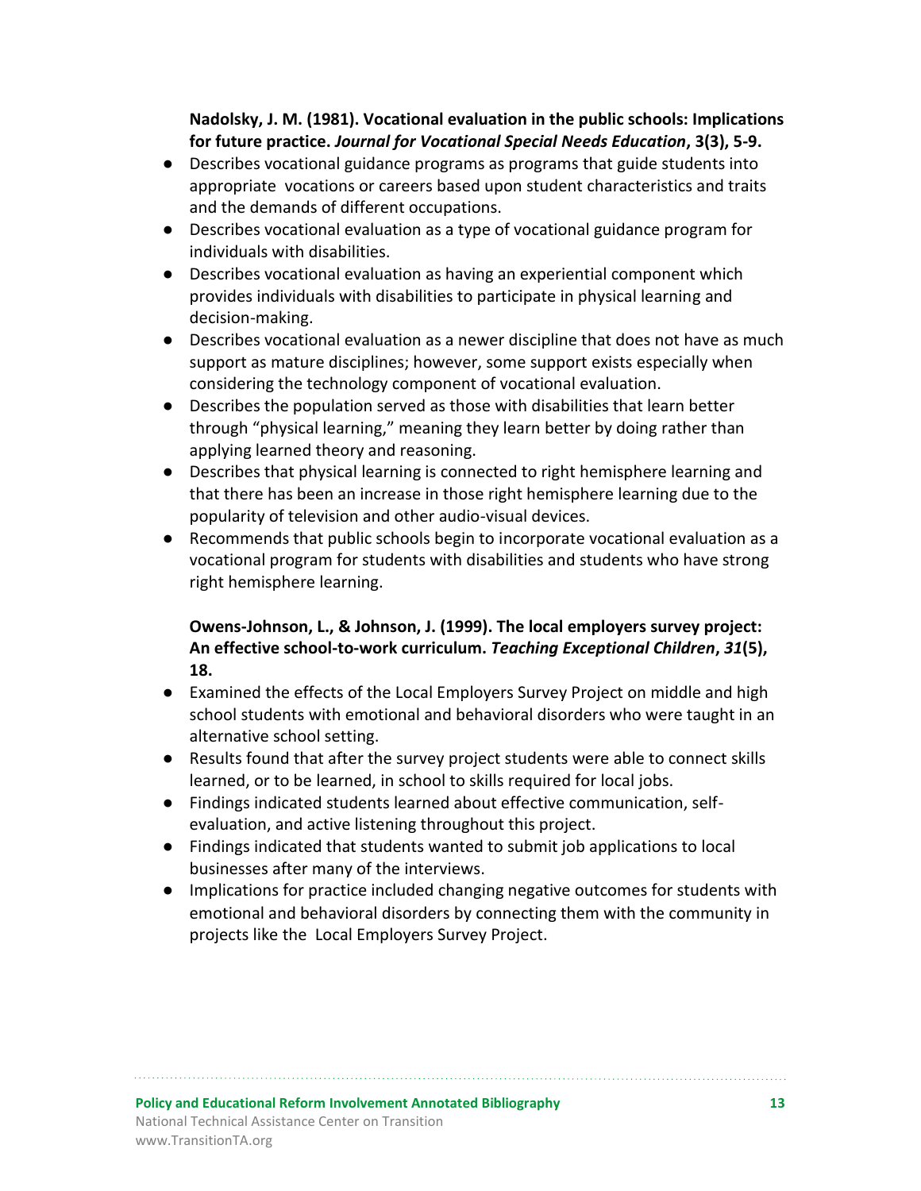**Nadolsky, J. M. (1981). Vocational evaluation in the public schools: Implications for future practice. *Journal for Vocational Special Needs Education*, 3(3), 5-9.**

- Describes vocational guidance programs as programs that guide students into appropriate vocations or careers based upon student characteristics and traits and the demands of different occupations.
- Describes vocational evaluation as a type of vocational guidance program for individuals with disabilities.
- Describes vocational evaluation as having an experiential component which provides individuals with disabilities to participate in physical learning and decision-making.
- Describes vocational evaluation as a newer discipline that does not have as much support as mature disciplines; however, some support exists especially when considering the technology component of vocational evaluation.
- Describes the population served as those with disabilities that learn better through "physical learning," meaning they learn better by doing rather than applying learned theory and reasoning.
- Describes that physical learning is connected to right hemisphere learning and that there has been an increase in those right hemisphere learning due to the popularity of television and other audio-visual devices.
- Recommends that public schools begin to incorporate vocational evaluation as a vocational program for students with disabilities and students who have strong right hemisphere learning.

**Owens-Johnson, L., & Johnson, J. (1999). The local employers survey project: An effective school-to-work curriculum. *Teaching Exceptional Children*, *31*(5), 18.**

- Examined the effects of the Local Employers Survey Project on middle and high school students with emotional and behavioral disorders who were taught in an alternative school setting.
- Results found that after the survey project students were able to connect skills learned, or to be learned, in school to skills required for local jobs.
- Findings indicated students learned about effective communication, self-evaluation, and active listening throughout this project.
- Findings indicated that students wanted to submit job applications to local businesses after many of the interviews.
- Implications for practice included changing negative outcomes for students with emotional and behavioral disorders by connecting them with the community in projects like the Local Employers Survey Project.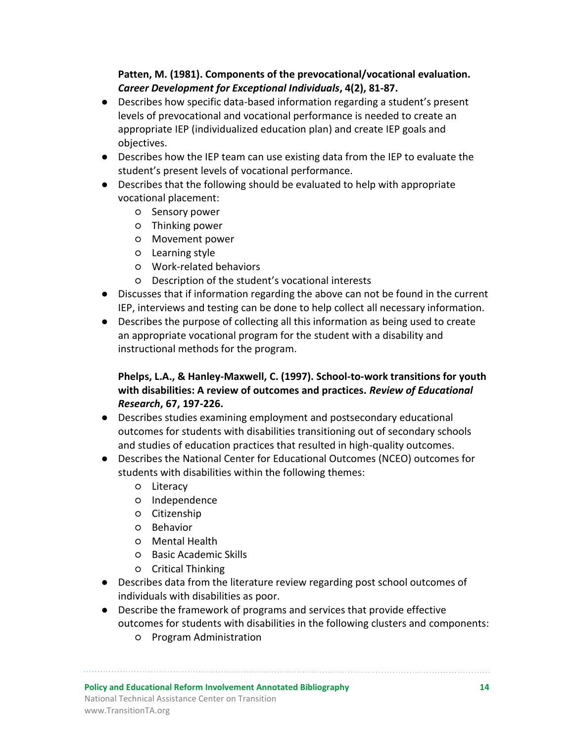**Patten, M. (1981). Components of the prevocational/vocational evaluation. *Career Development for Exceptional Individuals*, 4(2), 81-87.**

- Describes how specific data-based information regarding a student's present levels of prevocational and vocational performance is needed to create an appropriate IEP (individualized education plan) and create IEP goals and objectives.
- Describes how the IEP team can use existing data from the IEP to evaluate the student's present levels of vocational performance.
- Describes that the following should be evaluated to help with appropriate vocational placement:
    - Sensory power
    - Thinking power
    - Movement power
    - Learning style
    - Work-related behaviors
    - Description of the student's vocational interests
- Discusses that if information regarding the above can not be found in the current IEP, interviews and testing can be done to help collect all necessary information.
- Describes the purpose of collecting all this information as being used to create an appropriate vocational program for the student with a disability and instructional methods for the program.

**Phelps, L.A., & Hanley-Maxwell, C. (1997). School-to-work transitions for youth with disabilities: A review of outcomes and practices. *Review of Educational Research*, 67, 197-226.**

- Describes studies examining employment and postsecondary educational outcomes for students with disabilities transitioning out of secondary schools and studies of education practices that resulted in high-quality outcomes.
- Describes the National Center for Educational Outcomes (NCEO) outcomes for students with disabilities within the following themes:
    - Literacy
    - Independence
    - Citizenship
    - Behavior
    - Mental Health
    - Basic Academic Skills
    - Critical Thinking
- Describes data from the literature review regarding post school outcomes of individuals with disabilities as poor.
- Describe the framework of programs and services that provide effective outcomes for students with disabilities in the following clusters and components:
    - Program Administration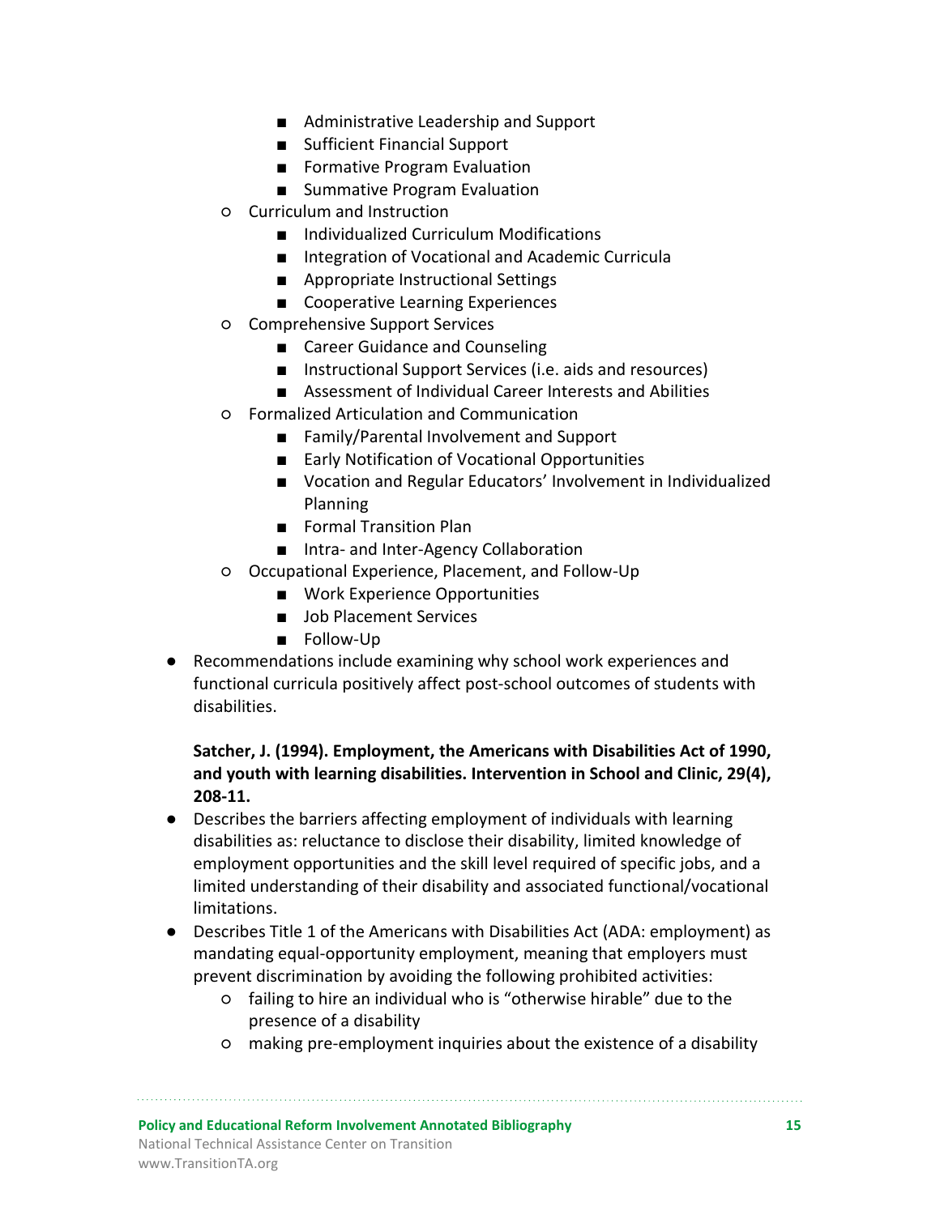- Administrative Leadership and Support
        - Sufficient Financial Support
        - Formative Program Evaluation
        - Summative Program Evaluation
    - Curriculum and Instruction
        - Individualized Curriculum Modifications
        - Integration of Vocational and Academic Curricula
        - Appropriate Instructional Settings
        - Cooperative Learning Experiences
    - Comprehensive Support Services
        - Career Guidance and Counseling
        - Instructional Support Services (i.e. aids and resources)
        - Assessment of Individual Career Interests and Abilities
    - Formalized Articulation and Communication
        - Family/Parental Involvement and Support
        - Early Notification of Vocational Opportunities
        - Vocation and Regular Educators' Involvement in Individualized Planning
        - Formal Transition Plan
        - Intra- and Inter-Agency Collaboration
    - Occupational Experience, Placement, and Follow-Up
        - Work Experience Opportunities
        - Job Placement Services
        - Follow-Up
- Recommendations include examining why school work experiences and functional curricula positively affect post-school outcomes of students with disabilities.

**Satcher, J. (1994). Employment, the Americans with Disabilities Act of 1990, and youth with learning disabilities. Intervention in School and Clinic, 29(4), 208-11.**

- Describes the barriers affecting employment of individuals with learning disabilities as: reluctance to disclose their disability, limited knowledge of employment opportunities and the skill level required of specific jobs, and a limited understanding of their disability and associated functional/vocational limitations.
- Describes Title 1 of the Americans with Disabilities Act (ADA: employment) as mandating equal-opportunity employment, meaning that employers must prevent discrimination by avoiding the following prohibited activities:
    - failing to hire an individual who is "otherwise hirable" due to the presence of a disability
    - making pre-employment inquiries about the existence of a disability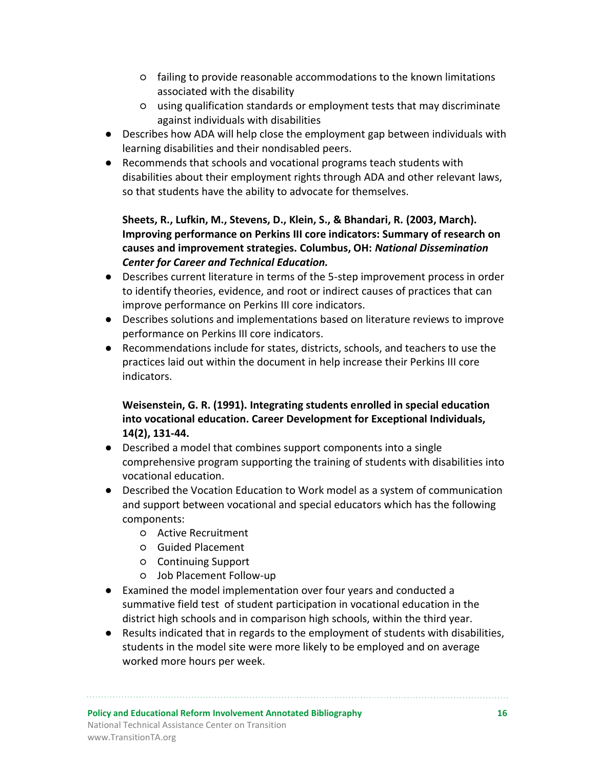- failing to provide reasonable accommodations to the known limitations associated with the disability
    - using qualification standards or employment tests that may discriminate against individuals with disabilities
- Describes how ADA will help close the employment gap between individuals with learning disabilities and their nondisabled peers.
- Recommends that schools and vocational programs teach students with disabilities about their employment rights through ADA and other relevant laws, so that students have the ability to advocate for themselves.

**Sheets, R., Lufkin, M., Stevens, D., Klein, S., & Bhandari, R. (2003, March). Improving performance on Perkins III core indicators: Summary of research on causes and improvement strategies. Columbus, OH: *National Dissemination Center for Career and Technical Education.***

- Describes current literature in terms of the 5-step improvement process in order to identify theories, evidence, and root or indirect causes of practices that can improve performance on Perkins III core indicators.
- Describes solutions and implementations based on literature reviews to improve performance on Perkins III core indicators.
- Recommendations include for states, districts, schools, and teachers to use the practices laid out within the document in help increase their Perkins III core indicators.

**Weisenstein, G. R. (1991). Integrating students enrolled in special education into vocational education. Career Development for Exceptional Individuals, 14(2), 131-44.**

- Described a model that combines support components into a single comprehensive program supporting the training of students with disabilities into vocational education.
- Described the Vocation Education to Work model as a system of communication and support between vocational and special educators which has the following components:
    - Active Recruitment
    - Guided Placement
    - Continuing Support
    - Job Placement Follow-up
- Examined the model implementation over four years and conducted a summative field test of student participation in vocational education in the district high schools and in comparison high schools, within the third year.
- Results indicated that in regards to the employment of students with disabilities, students in the model site were more likely to be employed and on average worked more hours per week.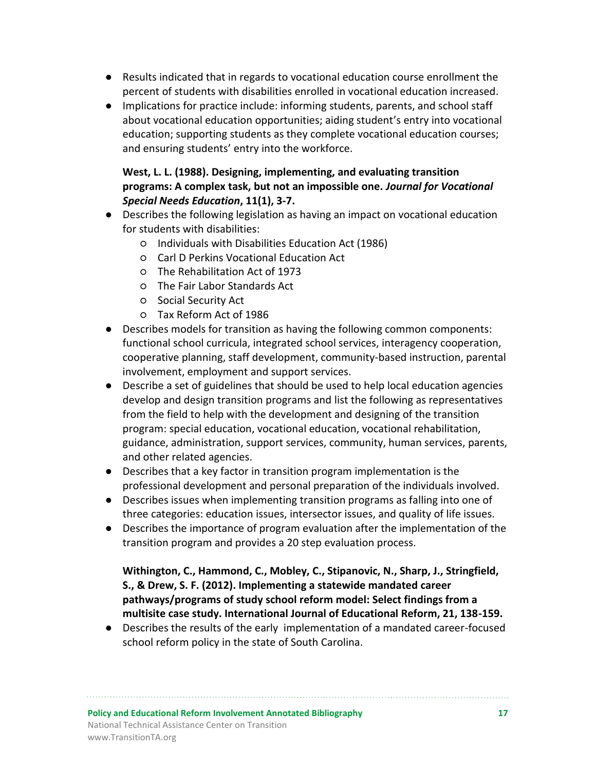- Results indicated that in regards to vocational education course enrollment the percent of students with disabilities enrolled in vocational education increased.
- Implications for practice include: informing students, parents, and school staff about vocational education opportunities; aiding student's entry into vocational education; supporting students as they complete vocational education courses; and ensuring students' entry into the workforce.

**West, L. L. (1988). Designing, implementing, and evaluating transition programs: A complex task, but not an impossible one. *Journal for Vocational Special Needs Education*, 11(1), 3-7.**

- Describes the following legislation as having an impact on vocational education for students with disabilities:
  - Individuals with Disabilities Education Act (1986)
  - Carl D Perkins Vocational Education Act
  - The Rehabilitation Act of 1973
  - The Fair Labor Standards Act
  - Social Security Act
  - Tax Reform Act of 1986
- Describes models for transition as having the following common components: functional school curricula, integrated school services, interagency cooperation, cooperative planning, staff development, community-based instruction, parental involvement, employment and support services.
- Describe a set of guidelines that should be used to help local education agencies develop and design transition programs and list the following as representatives from the field to help with the development and designing of the transition program: special education, vocational education, vocational rehabilitation, guidance, administration, support services, community, human services, parents, and other related agencies.
- Describes that a key factor in transition program implementation is the professional development and personal preparation of the individuals involved.
- Describes issues when implementing transition programs as falling into one of three categories: education issues, intersector issues, and quality of life issues.
- Describes the importance of program evaluation after the implementation of the transition program and provides a 20 step evaluation process.

**Withington, C., Hammond, C., Mobley, C., Stipanovic, N., Sharp, J., Stringfield, S., & Drew, S. F. (2012). Implementing a statewide mandated career pathways/programs of study school reform model: Select findings from a multisite case study. International Journal of Educational Reform, 21, 138-159.**

- Describes the results of the early implementation of a mandated career-focused school reform policy in the state of South Carolina.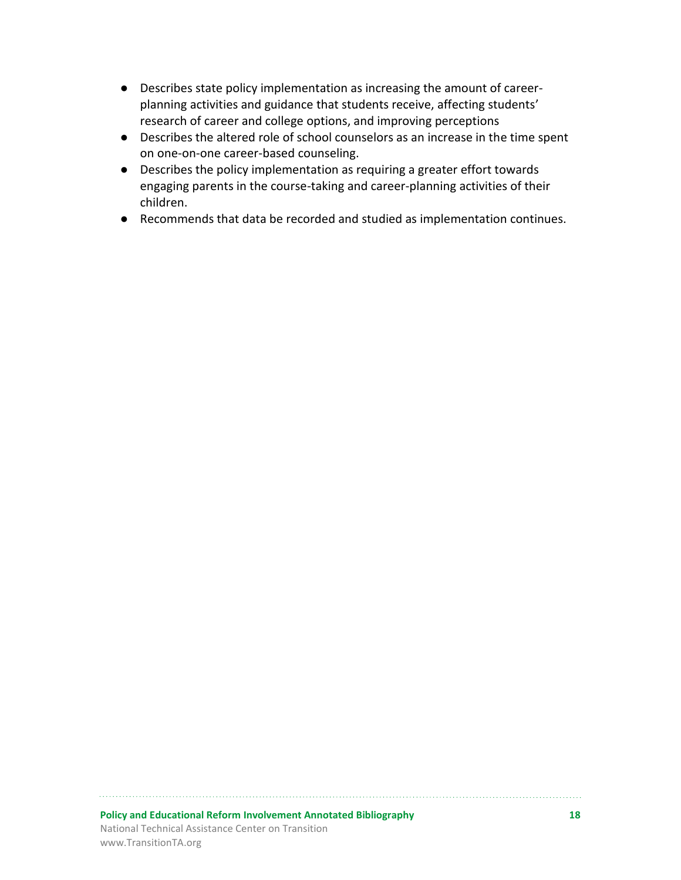- Describes state policy implementation as increasing the amount of career-planning activities and guidance that students receive, affecting students' research of career and college options, and improving perceptions
- Describes the altered role of school counselors as an increase in the time spent on one-on-one career-based counseling.
- Describes the policy implementation as requiring a greater effort towards engaging parents in the course-taking and career-planning activities of their children.
- Recommends that data be recorded and studied as implementation continues.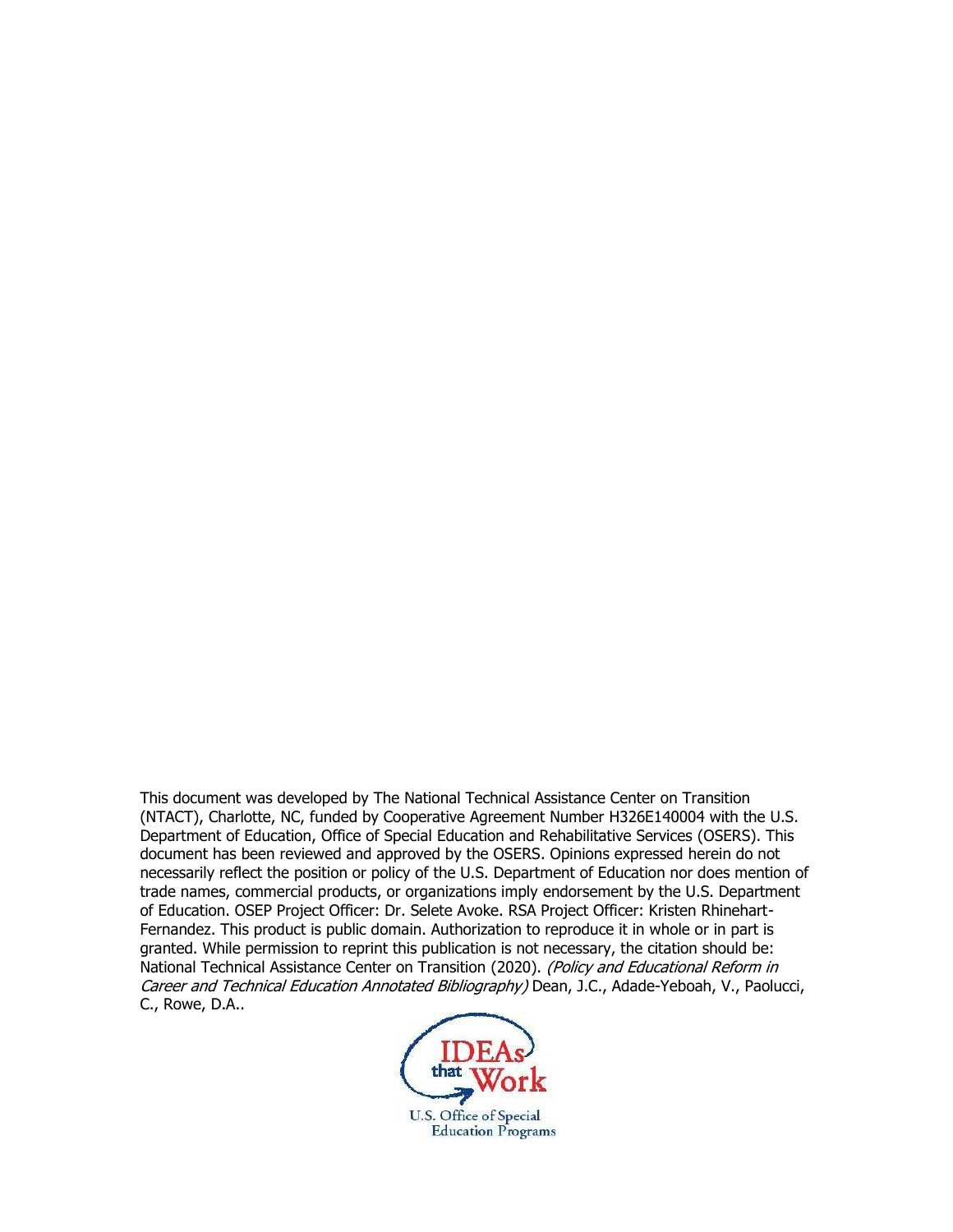This document was developed by The National Technical Assistance Center on Transition (NTACT), Charlotte, NC, funded by Cooperative Agreement Number H326E140004 with the U.S. Department of Education, Office of Special Education and Rehabilitative Services (OSERS). This document has been reviewed and approved by the OSERS. Opinions expressed herein do not necessarily reflect the position or policy of the U.S. Department of Education nor does mention of trade names, commercial products, or organizations imply endorsement by the U.S. Department of Education. OSEP Project Officer: Dr. Selete Avoke. RSA Project Officer: Kristen Rhinehart-Fernandez. This product is public domain. Authorization to reproduce it in whole or in part is granted. While permission to reprint this publication is not necessary, the citation should be: National Technical Assistance Center on Transition (2020). *(Policy and Educational Reform in Career and Technical Education Annotated Bibliography)* Dean, J.C., Adade-Yeboah, V., Paolucci, C., Rowe, D.A..

IDEAs that Work

U.S. Office of Special Education Programs